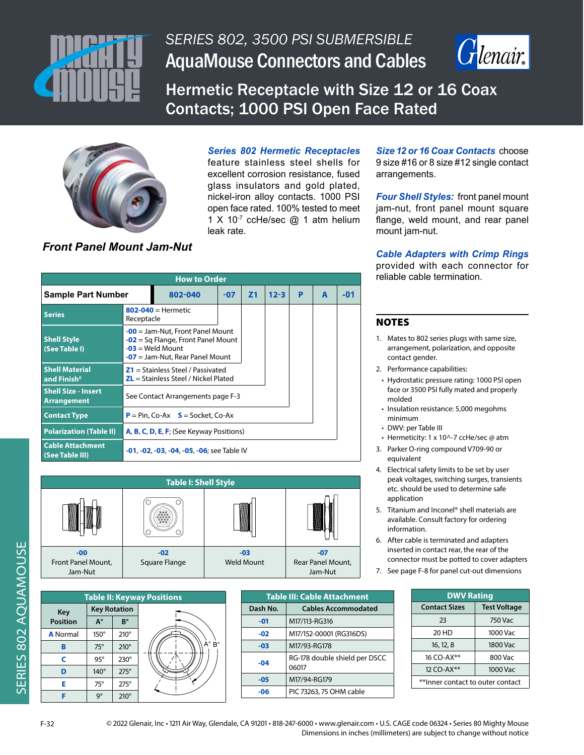# SERIES 802, 3500 PSI SUBMERSIBLE

## AquaMouse Connectors and Cables

## Hermetic Receptacle with Size 12 or 16 Coax Contacts; 1000 PSI Open Face Rated

***Front Panel Mount Jam-Nut***

***Series 802 Hermetic Receptacles*** feature stainless steel shells for excellent corrosion resistance, fused glass insulators and gold plated, nickel-iron alloy contacts. 1000 PSI open face rated. 100% tested to meet 1 X $10^{-7}$ ccHe/sec @ 1 atm helium leak rate.

***Size 12 or 16 Coax Contacts*** choose 9 size #16 or 8 size #12 single contact arrangements.

***Four Shell Styles:*** front panel mount jam-nut, front panel mount square flange, weld mount, and rear panel mount jam-nut.

***Cable Adapters with Crimp Rings*** provided with each connector for reliable cable termination.

### How to Order

| Sample Part Number | 802-040 | -07 | Z1 | 12-3 | P | A | -01 |
|---|---|---|---|---|---|---|---|
| Series | 802-040 = Hermetic Receptacle | | | | | | |
| Shell Style (See Table I) | -00 = Jam-Nut, Front Panel Mount<br>-02 = Sq Flange, Front Panel Mount<br>-03 = Weld Mount<br>-07 = Jam-Nut, Rear Panel Mount | | | | | | |
| Shell Material and Finish[6] | Z1 = Stainless Steel / Passivated<br>ZL = Stainless Steel / Nickel Plated | | | | | | |
| Shell Size - Insert Arrangement | See Contact Arrangements page F-3 | | | | | | |
| Contact Type | P = Pin, Co-Ax S = Socket, Co-Ax | | | | | | |
| Polarization (Table II) | A, B, C, D, E, F; (See Keyway Positions) | | | | | | |
| Cable Attachment (See Table III) | -01, -02, -03, -04, -05, -06; see Table IV | | | | | | |

### NOTES

1. Mates to 802 series plugs with same size, arrangement, polarization, and opposite contact gender.
2. Performance capabilities:
   - Hydrostatic pressure rating: 1000 PSI open face or 3500 PSI fully mated and properly molded
   - Insulation resistance: 5,000 megohms minimum
   - DWV: per Table III
   - Hermeticity: 1 x 10^-7 ccHe/sec @ atm
3. Parker O-ring compound V709-90 or equivalent
4. Electrical safety limits to be set by user peak voltages, switching surges, transients etc. should be used to determine safe application
5. Titanium and Inconel® shell materials are available. Consult factory for ordering information.
6. After cable is terminated and adapters inserted in contact rear, the rear of the connector must be potted to cover adapters
7. See page F-8 for panel cut-out dimensions

### Table I: Shell Style

| -00 | -02 | -03 | -07 |
|---|---|---|---|
| Front Panel Mount, Jam-Nut | Square Flange | Weld Mount | Rear Panel Mount, Jam-Nut |

### Table II: Keyway Positions

| Key Position | Key Rotation A° | Key Rotation B° |
|---|---|---|
| A Normal | 150° | 210° |
| B | 75° | 210° |
| C | 95° | 230° |
| D | 140° | 275° |
| E | 75° | 275° |
| F | 9° | 210° |

### Table III: Cable Attachment

| Dash No. | Cables Accommodated |
|---|---|
| -01 | M17/113-RG316 |
| -02 | M17/152-00001 (RG316DS) |
| -03 | M17/93-RG178 |
| -04 | RG-178 double shield per DSCC 06017 |
| -05 | M17/94-RG179 |
| -06 | PIC 73263, 75 OHM cable |

### DWV Rating

| Contact Sizes | Test Voltage |
|---|---|
| 23 | 750 Vac |
| 20 HD | 1000 Vac |
| 16, 12, 8 | 1800 Vac |
| 16 CO-AX** | 800 Vac |
| 12 CO-AX** | 1000 Vac |

**Inner contact to outer contact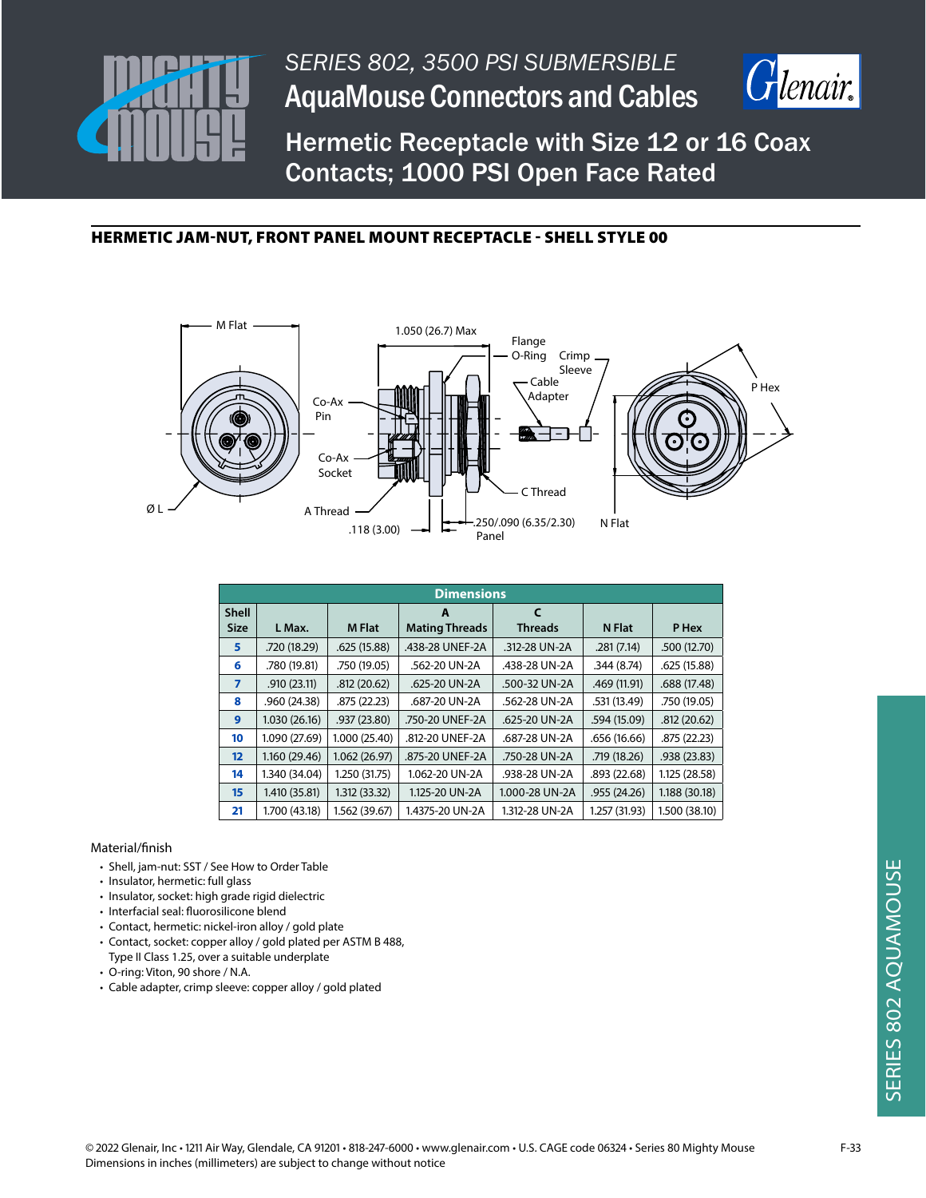SERIES 802, 3500 PSI SUBMERSIBLE

# AquaMouse Connectors and Cables

## Hermetic Receptacle with Size 12 or 16 Coax Contacts; 1000 PSI Open Face Rated

### HERMETIC JAM-NUT, FRONT PANEL MOUNT RECEPTACLE - SHELL STYLE 00

M Flat
1.050 (26.7) Max
Flange O-Ring
Crimp Sleeve
Cable Adapter
P Hex
Co-Ax Pin
Co-Ax Socket
C Thread
Ø L
A Thread
.118 (3.00)
.250/.090 (6.35/2.30) Panel
N Flat

| Dimensions | | | | | | |
|---|---|---|---|---|---|---|
| Shell Size | L Max. | M Flat | A Mating Threads | C Threads | N Flat | P Hex |
| 5 | .720 (18.29) | .625 (15.88) | .438-28 UNEF-2A | .312-28 UN-2A | .281 (7.14) | .500 (12.70) |
| 6 | .780 (19.81) | .750 (19.05) | .562-20 UN-2A | .438-28 UN-2A | .344 (8.74) | .625 (15.88) |
| 7 | .910 (23.11) | .812 (20.62) | .625-20 UN-2A | .500-32 UN-2A | .469 (11.91) | .688 (17.48) |
| 8 | .960 (24.38) | .875 (22.23) | .687-20 UN-2A | .562-28 UN-2A | .531 (13.49) | .750 (19.05) |
| 9 | 1.030 (26.16) | .937 (23.80) | .750-20 UNEF-2A | .625-20 UN-2A | .594 (15.09) | .812 (20.62) |
| 10 | 1.090 (27.69) | 1.000 (25.40) | .812-20 UNEF-2A | .687-28 UN-2A | .656 (16.66) | .875 (22.23) |
| 12 | 1.160 (29.46) | 1.062 (26.97) | .875-20 UNEF-2A | .750-28 UN-2A | .719 (18.26) | .938 (23.83) |
| 14 | 1.340 (34.04) | 1.250 (31.75) | 1.062-20 UN-2A | .938-28 UN-2A | .893 (22.68) | 1.125 (28.58) |
| 15 | 1.410 (35.81) | 1.312 (33.32) | 1.125-20 UN-2A | 1.000-28 UN-2A | .955 (24.26) | 1.188 (30.18) |
| 21 | 1.700 (43.18) | 1.562 (39.67) | 1.4375-20 UN-2A | 1.312-28 UN-2A | 1.257 (31.93) | 1.500 (38.10) |

Material/finish

- Shell, jam-nut: SST / See How to Order Table
- Insulator, hermetic: full glass
- Insulator, socket: high grade rigid dielectric
- Interfacial seal: fluorosilicone blend
- Contact, hermetic: nickel-iron alloy / gold plate
- Contact, socket: copper alloy / gold plated per ASTM B 488, Type II Class 1.25, over a suitable underplate
- O-ring: Viton, 90 shore / N.A.
- Cable adapter, crimp sleeve: copper alloy / gold plated

© 2022 Glenair, Inc • 1211 Air Way, Glendale, CA 91201 • 818-247-6000 • www.glenair.com • U.S. CAGE code 06324 • Series 80 Mighty Mouse
Dimensions in inches (millimeters) are subject to change without notice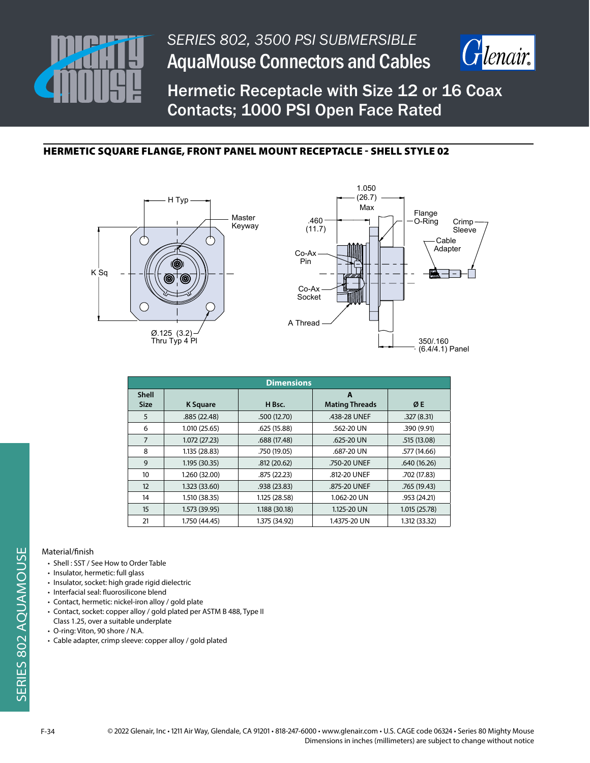# SERIES 802, 3500 PSI SUBMERSIBLE

# AquaMouse Connectors and Cables

## Hermetic Receptacle with Size 12 or 16 Coax Contacts; 1000 PSI Open Face Rated

### HERMETIC SQUARE FLANGE, FRONT PANEL MOUNT RECEPTACLE - SHELL STYLE 02

H Typ

Master Keyway

K Sq

Ø.125 (3.2) Thru Typ 4 Pl

1.050 (26.7) Max

.460 (11.7)

Flange O-Ring

Crimp Sleeve

Cable Adapter

Co-Ax Pin

Co-Ax Socket

A Thread

350/.160 (6.4/4.1) Panel

| Dimensions | | | | |
|---|---|---|---|---|
| Shell Size | K Square | H Bsc. | A Mating Threads | Ø E |
| 5 | .885 (22.48) | .500 (12.70) | .438-28 UNEF | .327 (8.31) |
| 6 | 1.010 (25.65) | .625 (15.88) | .562-20 UN | .390 (9.91) |
| 7 | 1.072 (27.23) | .688 (17.48) | .625-20 UN | .515 (13.08) |
| 8 | 1.135 (28.83) | .750 (19.05) | .687-20 UN | .577 (14.66) |
| 9 | 1.195 (30.35) | .812 (20.62) | .750-20 UNEF | .640 (16.26) |
| 10 | 1.260 (32.00) | .875 (22.23) | .812-20 UNEF | .702 (17.83) |
| 12 | 1.323 (33.60) | .938 (23.83) | .875-20 UNEF | .765 (19.43) |
| 14 | 1.510 (38.35) | 1.125 (28.58) | 1.062-20 UN | .953 (24.21) |
| 15 | 1.573 (39.95) | 1.188 (30.18) | 1.125-20 UN | 1.015 (25.78) |
| 21 | 1.750 (44.45) | 1.375 (34.92) | 1.4375-20 UN | 1.312 (33.32) |

Material/finish

- Shell : SST / See How to Order Table
- Insulator, hermetic: full glass
- Insulator, socket: high grade rigid dielectric
- Interfacial seal: fluorosilicone blend
- Contact, hermetic: nickel-iron alloy / gold plate
- Contact, socket: copper alloy / gold plated per ASTM B 488, Type II Class 1.25, over a suitable underplate
- O-ring: Viton, 90 shore / N.A.
- Cable adapter, crimp sleeve: copper alloy / gold plated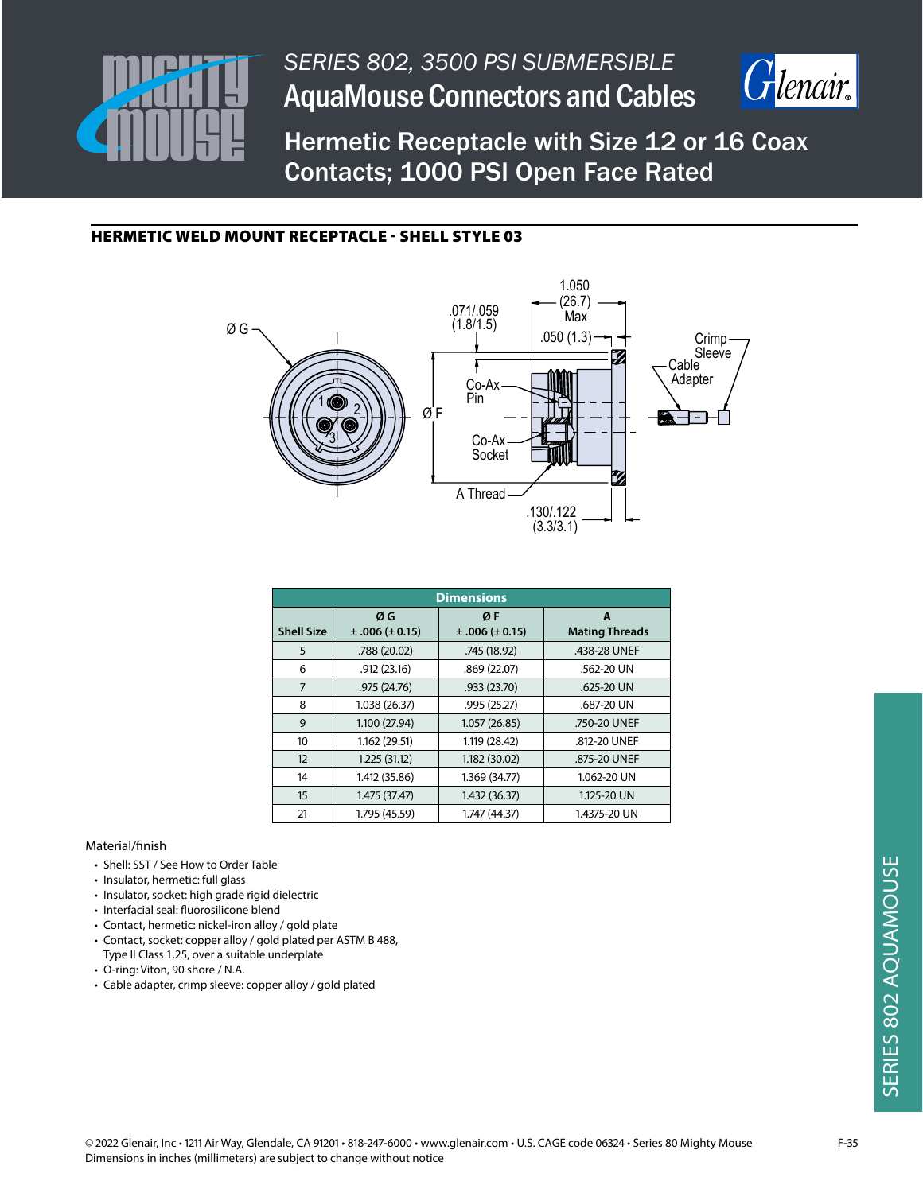# SERIES 802, 3500 PSI SUBMERSIBLE
# AquaMouse Connectors and Cables

## Hermetic Receptacle with Size 12 or 16 Coax Contacts; 1000 PSI Open Face Rated

### HERMETIC WELD MOUNT RECEPTACLE - SHELL STYLE 03

Ø G

.071/.059 (1.8/1.5)

1.050 (26.7) Max

.050 (1.3)

Crimp Sleeve

Cable Adapter

Co-Ax Pin

Ø F

Co-Ax Socket

A Thread

.130/.122 (3.3/3.1)

| Dimensions | | | |
|---|---|---|---|
| Shell Size | Ø G ± .006 (± 0.15) | Ø F ± .006 (± 0.15) | A Mating Threads |
| 5 | .788 (20.02) | .745 (18.92) | .438-28 UNEF |
| 6 | .912 (23.16) | .869 (22.07) | .562-20 UN |
| 7 | .975 (24.76) | .933 (23.70) | .625-20 UN |
| 8 | 1.038 (26.37) | .995 (25.27) | .687-20 UN |
| 9 | 1.100 (27.94) | 1.057 (26.85) | .750-20 UNEF |
| 10 | 1.162 (29.51) | 1.119 (28.42) | .812-20 UNEF |
| 12 | 1.225 (31.12) | 1.182 (30.02) | .875-20 UNEF |
| 14 | 1.412 (35.86) | 1.369 (34.77) | 1.062-20 UN |
| 15 | 1.475 (37.47) | 1.432 (36.37) | 1.125-20 UN |
| 21 | 1.795 (45.59) | 1.747 (44.37) | 1.4375-20 UN |

Material/finish

- Shell: SST / See How to Order Table
- Insulator, hermetic: full glass
- Insulator, socket: high grade rigid dielectric
- Interfacial seal: fluorosilicone blend
- Contact, hermetic: nickel-iron alloy / gold plate
- Contact, socket: copper alloy / gold plated per ASTM B 488, Type II Class 1.25, over a suitable underplate
- O-ring: Viton, 90 shore / N.A.
- Cable adapter, crimp sleeve: copper alloy / gold plated

© 2022 Glenair, Inc • 1211 Air Way, Glendale, CA 91201 • 818-247-6000 • www.glenair.com • U.S. CAGE code 06324 • Series 80 Mighty Mouse
Dimensions in inches (millimeters) are subject to change without notice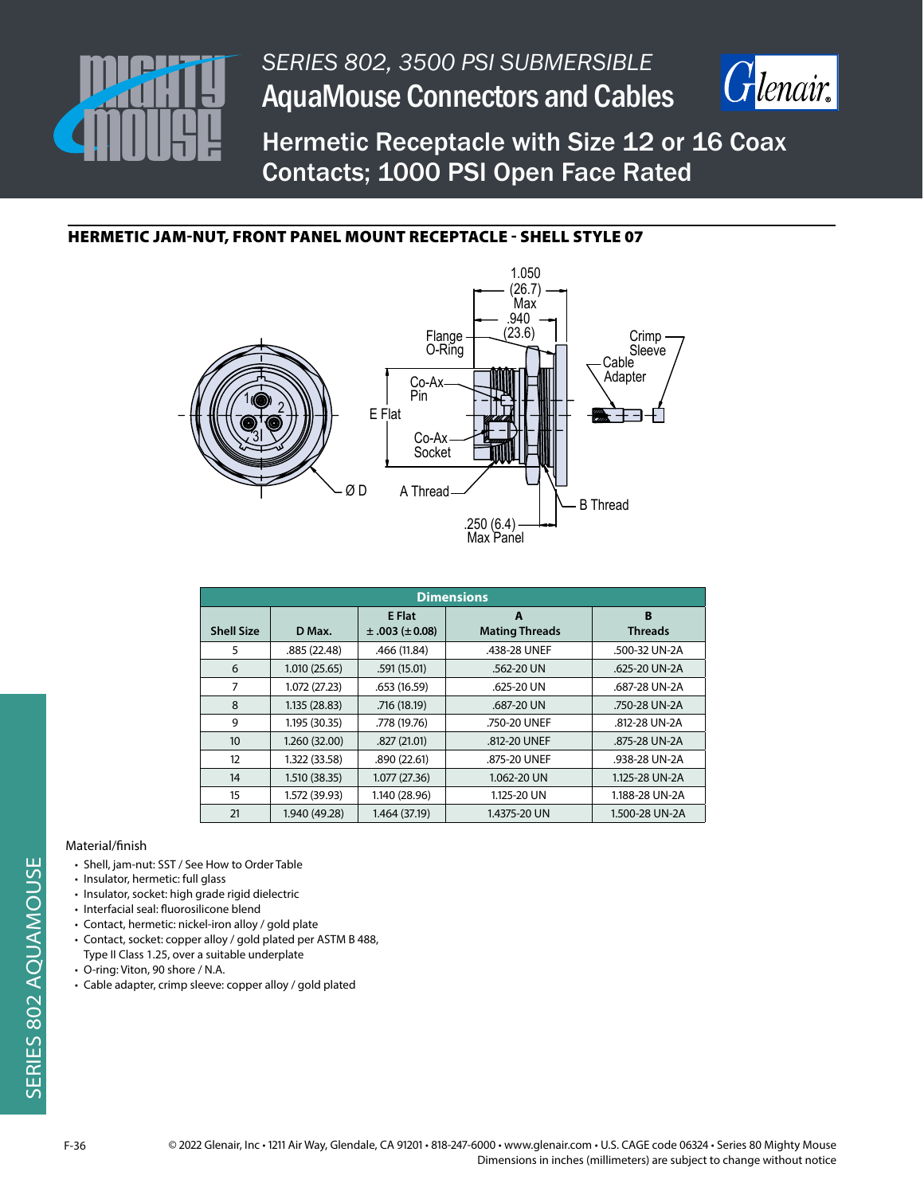# SERIES 802, 3500 PSI SUBMERSIBLE

# AquaMouse Connectors and Cables

## Hermetic Receptacle with Size 12 or 16 Coax Contacts; 1000 PSI Open Face Rated

### HERMETIC JAM-NUT, FRONT PANEL MOUNT RECEPTACLE - SHELL STYLE 07

1.050 (26.7) Max
.940 (23.6)
Flange O-Ring
Co-Ax Pin
Co-Ax Socket
E Flat
Ø D
A Thread
B Thread
Crimp Sleeve
Cable Adapter
.250 (6.4) Max Panel
1
2
3

| Dimensions | | | | |
|---|---|---|---|---|
| Shell Size | D Max. | E Flat ± .003 (± 0.08) | A Mating Threads | B Threads |
| 5 | .885 (22.48) | .466 (11.84) | .438-28 UNEF | .500-32 UN-2A |
| 6 | 1.010 (25.65) | .591 (15.01) | .562-20 UN | .625-20 UN-2A |
| 7 | 1.072 (27.23) | .653 (16.59) | .625-20 UN | .687-28 UN-2A |
| 8 | 1.135 (28.83) | .716 (18.19) | .687-20 UN | .750-28 UN-2A |
| 9 | 1.195 (30.35) | .778 (19.76) | .750-20 UNEF | .812-28 UN-2A |
| 10 | 1.260 (32.00) | .827 (21.01) | .812-20 UNEF | .875-28 UN-2A |
| 12 | 1.322 (33.58) | .890 (22.61) | .875-20 UNEF | .938-28 UN-2A |
| 14 | 1.510 (38.35) | 1.077 (27.36) | 1.062-20 UN | 1.125-28 UN-2A |
| 15 | 1.572 (39.93) | 1.140 (28.96) | 1.125-20 UN | 1.188-28 UN-2A |
| 21 | 1.940 (49.28) | 1.464 (37.19) | 1.4375-20 UN | 1.500-28 UN-2A |

Material/finish

- Shell, jam-nut: SST / See How to Order Table
- Insulator, hermetic: full glass
- Insulator, socket: high grade rigid dielectric
- Interfacial seal: fluorosilicone blend
- Contact, hermetic: nickel-iron alloy / gold plate
- Contact, socket: copper alloy / gold plated per ASTM B 488, Type II Class 1.25, over a suitable underplate
- O-ring: Viton, 90 shore / N.A.
- Cable adapter, crimp sleeve: copper alloy / gold plated

© 2022 Glenair, Inc • 1211 Air Way, Glendale, CA 91201 • 818-247-6000 • www.glenair.com • U.S. CAGE code 06324 • Series 80 Mighty Mouse
Dimensions in inches (millimeters) are subject to change without notice